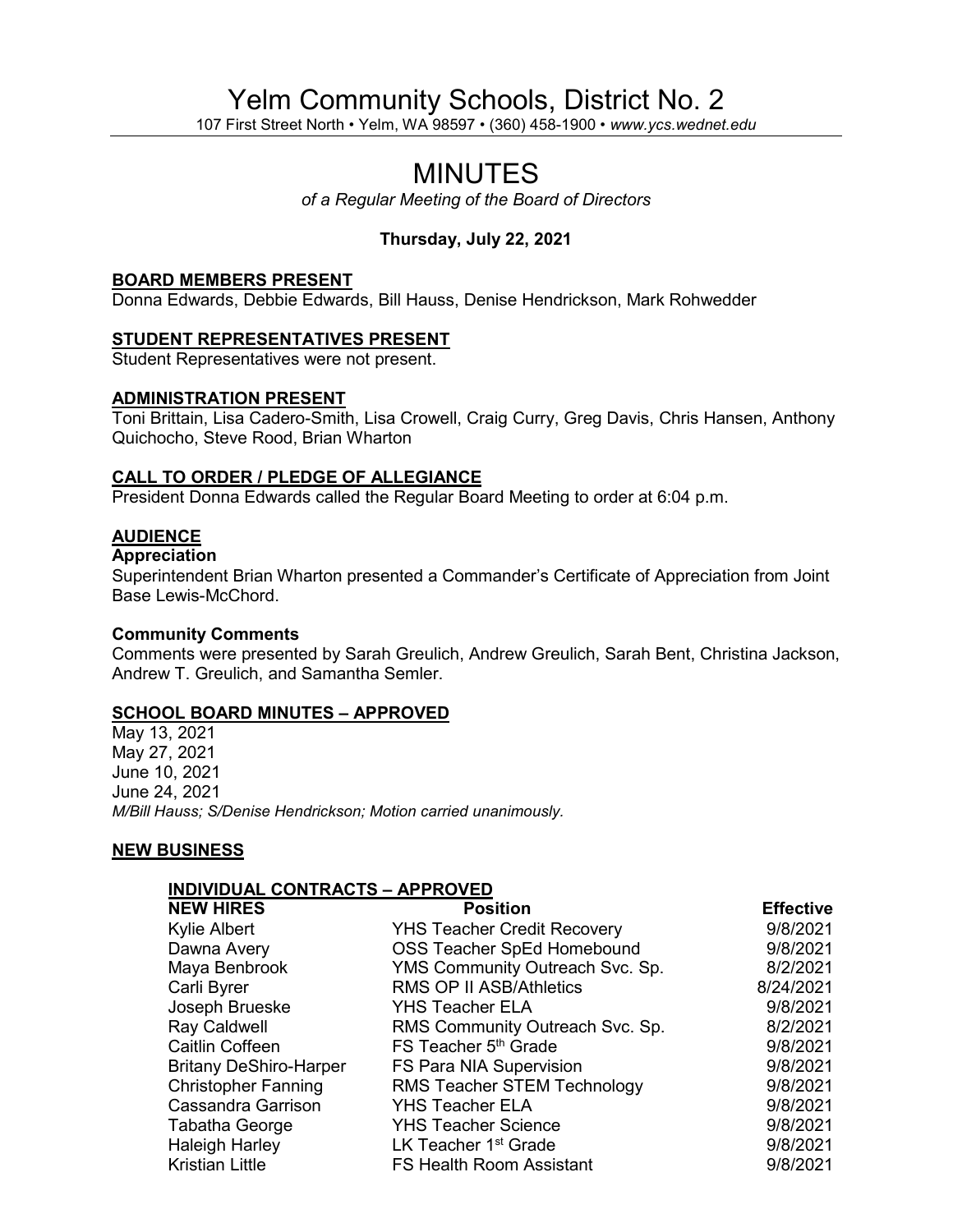# Yelm Community Schools, District No. 2

107 First Street North • Yelm, WA 98597 • (360) 458-1900 • *www.ycs.wednet.edu*

# MINUTES

*of a Regular Meeting of the Board of Directors*

**Thursday, July 22, 2021**

## BOARD MEMBERS PRESENT

Donna Edwards, Debbie Edwards, Bill Hauss, Denise Hendrickson, Mark Rohwedder

## STUDENT REPRESENTATIVES PRESENT

Student Representatives were not present.

## ADMINISTRATION PRESENT

Toni Brittain, Lisa Cadero-Smith, Lisa Crowell, Craig Curry, Greg Davis, Chris Hansen, Anthony Quichocho, Steve Rood, Brian Wharton

## CALL TO ORDER / PLEDGE OF ALLEGIANCE

President Donna Edwards called the Regular Board Meeting to order at 6:04 p.m.

## AUDIENCE

### Appreciation

Superintendent Brian Wharton presented a Commander's Certificate of Appreciation from Joint Base Lewis-McChord.

### Community Comments

Comments were presented by Sarah Greulich, Andrew Greulich, Sarah Bent, Christina Jackson, Andrew T. Greulich, and Samantha Semler.

## SCHOOL BOARD MINUTES – APPROVED

May 13, 2021
May 27, 2021
June 10, 2021
June 24, 2021
*M/Bill Hauss; S/Denise Hendrickson; Motion carried unanimously.*

## NEW BUSINESS

### INDIVIDUAL CONTRACTS – APPROVED

| NEW HIRES | Position | Effective |
|---|---|---|
| Kylie Albert | YHS Teacher Credit Recovery | 9/8/2021 |
| Dawna Avery | OSS Teacher SpEd Homebound | 9/8/2021 |
| Maya Benbrook | YMS Community Outreach Svc. Sp. | 8/2/2021 |
| Carli Byrer | RMS OP II ASB/Athletics | 8/24/2021 |
| Joseph Brueske | YHS Teacher ELA | 9/8/2021 |
| Ray Caldwell | RMS Community Outreach Svc. Sp. | 8/2/2021 |
| Caitlin Coffeen | FS Teacher 5th Grade | 9/8/2021 |
| Britany DeShiro-Harper | FS Para NIA Supervision | 9/8/2021 |
| Christopher Fanning | RMS Teacher STEM Technology | 9/8/2021 |
| Cassandra Garrison | YHS Teacher ELA | 9/8/2021 |
| Tabatha George | YHS Teacher Science | 9/8/2021 |
| Haleigh Harley | LK Teacher 1st Grade | 9/8/2021 |
| Kristian Little | FS Health Room Assistant | 9/8/2021 |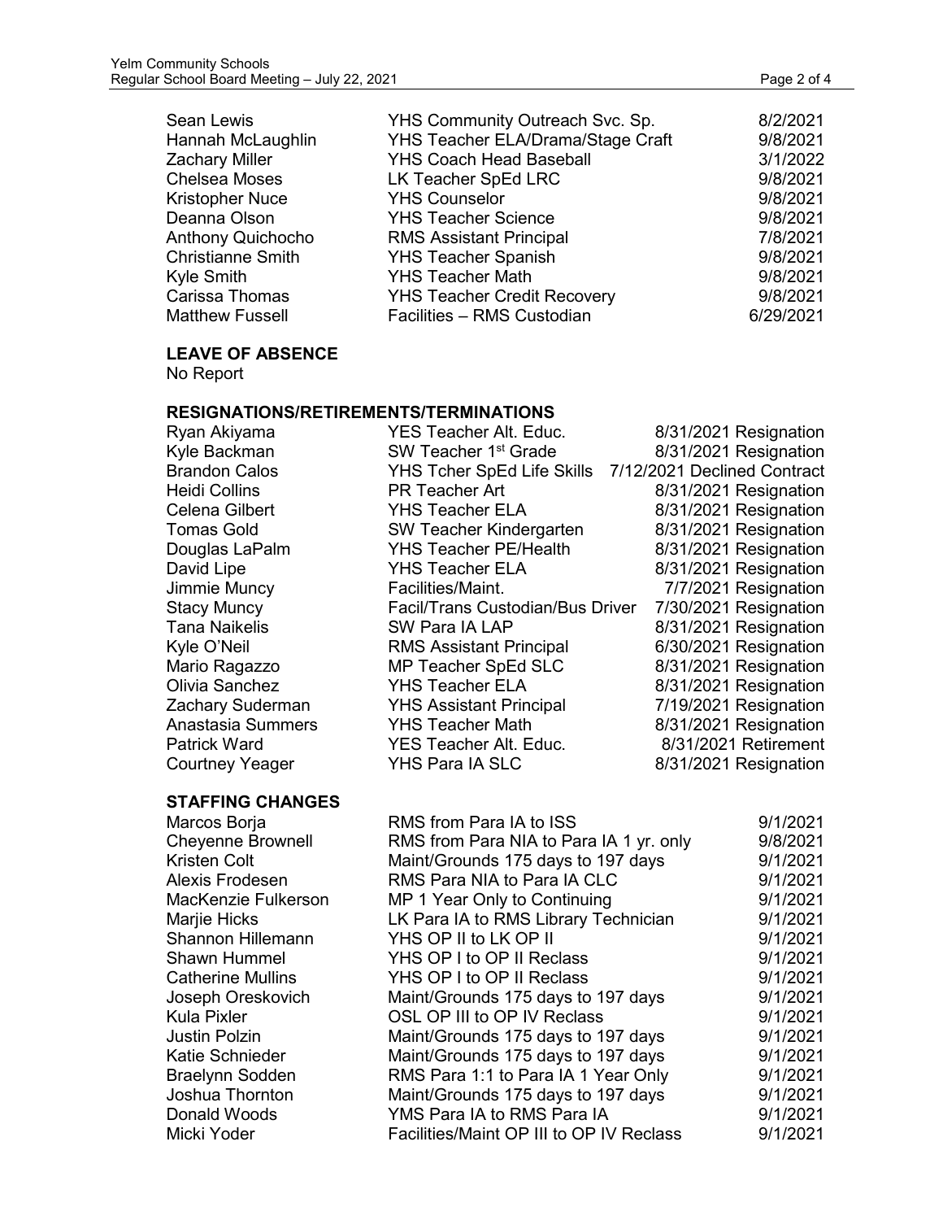| | | |
|---|---|---|
| Sean Lewis | YHS Community Outreach Svc. Sp. | 8/2/2021 |
| Hannah McLaughlin | YHS Teacher ELA/Drama/Stage Craft | 9/8/2021 |
| Zachary Miller | YHS Coach Head Baseball | 3/1/2022 |
| Chelsea Moses | LK Teacher SpEd LRC | 9/8/2021 |
| Kristopher Nuce | YHS Counselor | 9/8/2021 |
| Deanna Olson | YHS Teacher Science | 9/8/2021 |
| Anthony Quichocho | RMS Assistant Principal | 7/8/2021 |
| Christianne Smith | YHS Teacher Spanish | 9/8/2021 |
| Kyle Smith | YHS Teacher Math | 9/8/2021 |
| Carissa Thomas | YHS Teacher Credit Recovery | 9/8/2021 |
| Matthew Fussell | Facilities – RMS Custodian | 6/29/2021 |

**LEAVE OF ABSENCE**

No Report

**RESIGNATIONS/RETIREMENTS/TERMINATIONS**

| | | |
|---|---|---|
| Ryan Akiyama | YES Teacher Alt. Educ. | 8/31/2021 Resignation |
| Kyle Backman | SW Teacher 1st Grade | 8/31/2021 Resignation |
| Brandon Calos | YHS Tcher SpEd Life Skills | 7/12/2021 Declined Contract |
| Heidi Collins | PR Teacher Art | 8/31/2021 Resignation |
| Celena Gilbert | YHS Teacher ELA | 8/31/2021 Resignation |
| Tomas Gold | SW Teacher Kindergarten | 8/31/2021 Resignation |
| Douglas LaPalm | YHS Teacher PE/Health | 8/31/2021 Resignation |
| David Lipe | YHS Teacher ELA | 8/31/2021 Resignation |
| Jimmie Muncy | Facilities/Maint. | 7/7/2021 Resignation |
| Stacy Muncy | Facil/Trans Custodian/Bus Driver | 7/30/2021 Resignation |
| Tana Naikelis | SW Para IA LAP | 8/31/2021 Resignation |
| Kyle O'Neil | RMS Assistant Principal | 6/30/2021 Resignation |
| Mario Ragazzo | MP Teacher SpEd SLC | 8/31/2021 Resignation |
| Olivia Sanchez | YHS Teacher ELA | 8/31/2021 Resignation |
| Zachary Suderman | YHS Assistant Principal | 7/19/2021 Resignation |
| Anastasia Summers | YHS Teacher Math | 8/31/2021 Resignation |
| Patrick Ward | YES Teacher Alt. Educ. | 8/31/2021 Retirement |
| Courtney Yeager | YHS Para IA SLC | 8/31/2021 Resignation |

**STAFFING CHANGES**

| | | |
|---|---|---|
| Marcos Borja | RMS from Para IA to ISS | 9/1/2021 |
| Cheyenne Brownell | RMS from Para NIA to Para IA 1 yr. only | 9/8/2021 |
| Kristen Colt | Maint/Grounds 175 days to 197 days | 9/1/2021 |
| Alexis Frodesen | RMS Para NIA to Para IA CLC | 9/1/2021 |
| MacKenzie Fulkerson | MP 1 Year Only to Continuing | 9/1/2021 |
| Marjie Hicks | LK Para IA to RMS Library Technician | 9/1/2021 |
| Shannon Hillemann | YHS OP II to LK OP II | 9/1/2021 |
| Shawn Hummel | YHS OP I to OP II Reclass | 9/1/2021 |
| Catherine Mullins | YHS OP I to OP II Reclass | 9/1/2021 |
| Joseph Oreskovich | Maint/Grounds 175 days to 197 days | 9/1/2021 |
| Kula Pixler | OSL OP III to OP IV Reclass | 9/1/2021 |
| Justin Polzin | Maint/Grounds 175 days to 197 days | 9/1/2021 |
| Katie Schnieder | Maint/Grounds 175 days to 197 days | 9/1/2021 |
| Braelynn Sodden | RMS Para 1:1 to Para IA 1 Year Only | 9/1/2021 |
| Joshua Thornton | Maint/Grounds 175 days to 197 days | 9/1/2021 |
| Donald Woods | YMS Para IA to RMS Para IA | 9/1/2021 |
| Micki Yoder | Facilities/Maint OP III to OP IV Reclass | 9/1/2021 |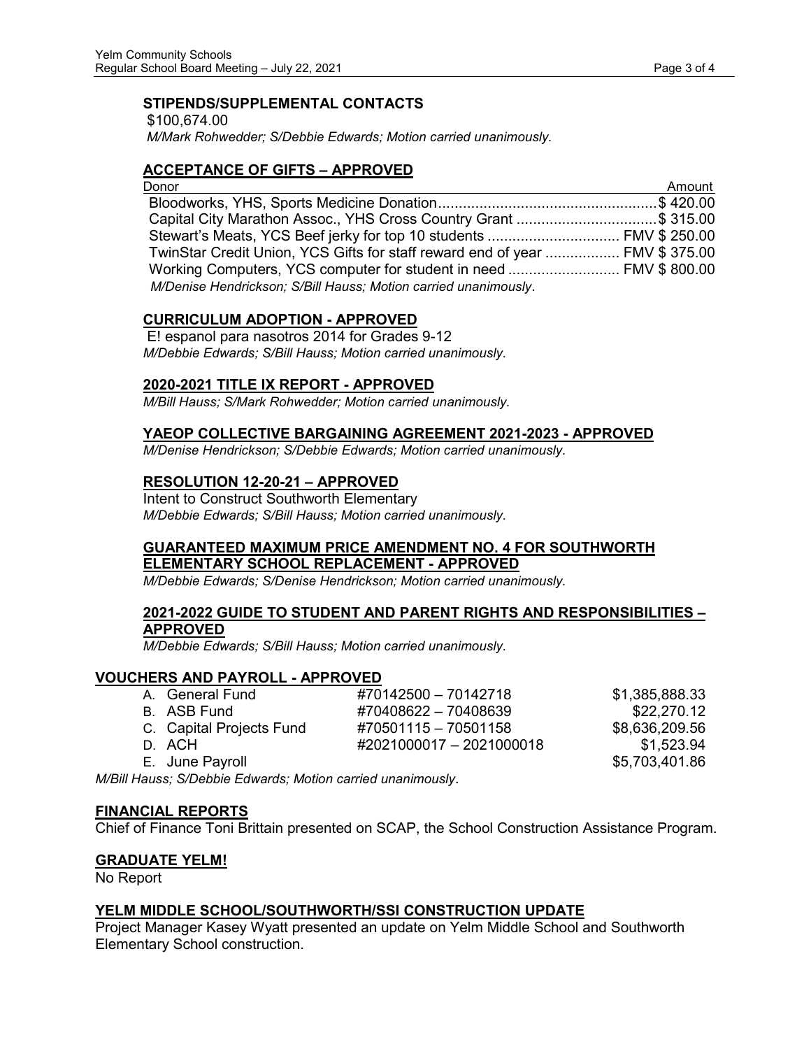**STIPENDS/SUPPLEMENTAL CONTACTS**

$100,674.00

*M/Mark Rohwedder; S/Debbie Edwards; Motion carried unanimously.*

## ACCEPTANCE OF GIFTS – APPROVED

| Donor | Amount |
|---|---|
| Bloodworks, YHS, Sports Medicine Donation | $ 420.00 |
| Capital City Marathon Assoc., YHS Cross Country Grant | $ 315.00 |
| Stewart's Meats, YCS Beef jerky for top 10 students | FMV $ 250.00 |
| TwinStar Credit Union, YCS Gifts for staff reward end of year | FMV $ 375.00 |
| Working Computers, YCS computer for student in need | FMV $ 800.00 |

*M/Denise Hendrickson; S/Bill Hauss; Motion carried unanimously.*

## CURRICULUM ADOPTION - APPROVED

E! espanol para nasotros 2014 for Grades 9-12

*M/Debbie Edwards; S/Bill Hauss; Motion carried unanimously.*

## 2020-2021 TITLE IX REPORT - APPROVED

*M/Bill Hauss; S/Mark Rohwedder; Motion carried unanimously.*

## YAEOP COLLECTIVE BARGAINING AGREEMENT 2021-2023 - APPROVED

*M/Denise Hendrickson; S/Debbie Edwards; Motion carried unanimously.*

## RESOLUTION 12-20-21 – APPROVED

Intent to Construct Southworth Elementary

*M/Debbie Edwards; S/Bill Hauss; Motion carried unanimously.*

## GUARANTEED MAXIMUM PRICE AMENDMENT NO. 4 FOR SOUTHWORTH ELEMENTARY SCHOOL REPLACEMENT - APPROVED

*M/Debbie Edwards; S/Denise Hendrickson; Motion carried unanimously.*

## 2021-2022 GUIDE TO STUDENT AND PARENT RIGHTS AND RESPONSIBILITIES – APPROVED

*M/Debbie Edwards; S/Bill Hauss; Motion carried unanimously.*

## VOUCHERS AND PAYROLL - APPROVED

| | | |
|---|---|---|
| A. General Fund | #70142500 – 70142718 | $1,385,888.33 |
| B. ASB Fund | #70408622 – 70408639 | $22,270.12 |
| C. Capital Projects Fund | #70501115 – 70501158 | $8,636,209.56 |
| D. ACH | #2021000017 – 2021000018 | $1,523.94 |
| E. June Payroll | | $5,703,401.86 |

*M/Bill Hauss; S/Debbie Edwards; Motion carried unanimously.*

## FINANCIAL REPORTS

Chief of Finance Toni Brittain presented on SCAP, the School Construction Assistance Program.

## GRADUATE YELM!

No Report

## YELM MIDDLE SCHOOL/SOUTHWORTH/SSI CONSTRUCTION UPDATE

Project Manager Kasey Wyatt presented an update on Yelm Middle School and Southworth Elementary School construction.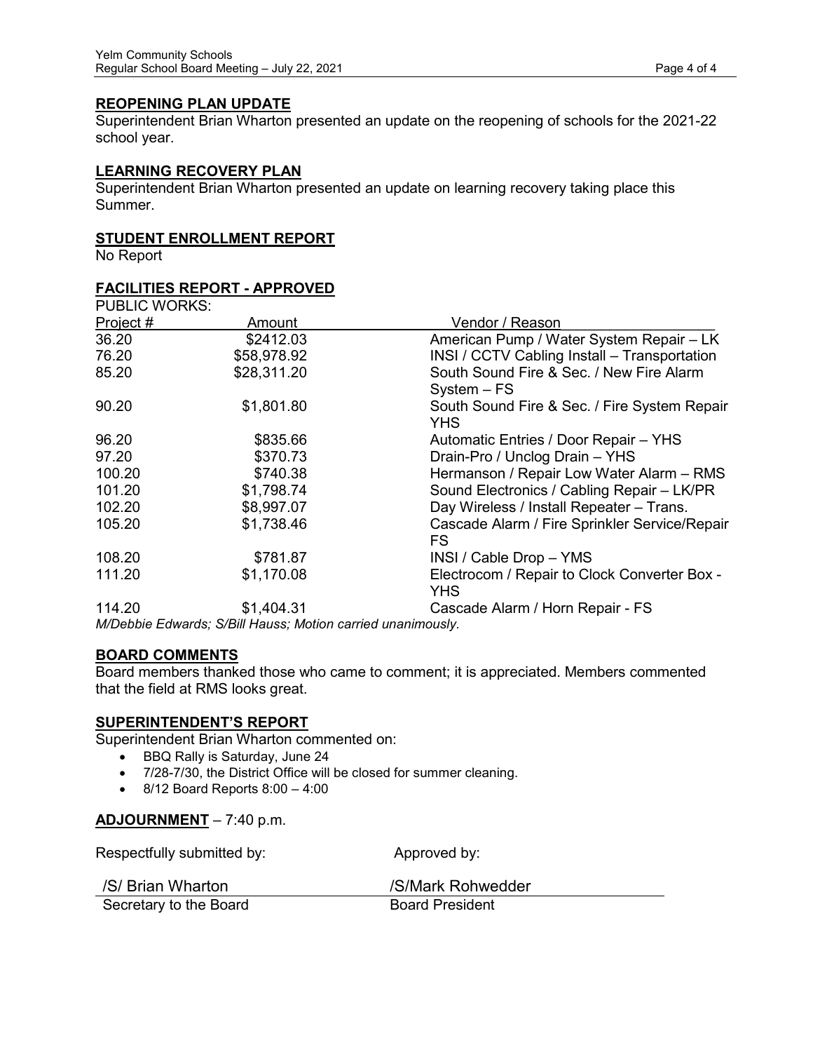## REOPENING PLAN UPDATE

Superintendent Brian Wharton presented an update on the reopening of schools for the 2021-22 school year.

## LEARNING RECOVERY PLAN

Superintendent Brian Wharton presented an update on learning recovery taking place this Summer.

## STUDENT ENROLLMENT REPORT

No Report

## FACILITIES REPORT - APPROVED

PUBLIC WORKS:

| Project # | Amount | Vendor / Reason |
|---|---|---|
| 36.20 | $2412.03 | American Pump / Water System Repair – LK |
| 76.20 | $58,978.92 | INSI / CCTV Cabling Install – Transportation |
| 85.20 | $28,311.20 | South Sound Fire & Sec. / New Fire Alarm System – FS |
| 90.20 | $1,801.80 | South Sound Fire & Sec. / Fire System Repair YHS |
| 96.20 | $835.66 | Automatic Entries / Door Repair – YHS |
| 97.20 | $370.73 | Drain-Pro / Unclog Drain – YHS |
| 100.20 | $740.38 | Hermanson / Repair Low Water Alarm – RMS |
| 101.20 | $1,798.74 | Sound Electronics / Cabling Repair – LK/PR |
| 102.20 | $8,997.07 | Day Wireless / Install Repeater – Trans. |
| 105.20 | $1,738.46 | Cascade Alarm / Fire Sprinkler Service/Repair FS |
| 108.20 | $781.87 | INSI / Cable Drop – YMS |
| 111.20 | $1,170.08 | Electrocom / Repair to Clock Converter Box - YHS |
| 114.20 | $1,404.31 | Cascade Alarm / Horn Repair - FS |

*M/Debbie Edwards; S/Bill Hauss; Motion carried unanimously.*

## BOARD COMMENTS

Board members thanked those who came to comment; it is appreciated. Members commented that the field at RMS looks great.

## SUPERINTENDENT'S REPORT

Superintendent Brian Wharton commented on:

- BBQ Rally is Saturday, June 24
- 7/28-7/30, the District Office will be closed for summer cleaning.
- 8/12 Board Reports 8:00 – 4:00

**ADJOURNMENT** – 7:40 p.m.

| Respectfully submitted by: | Approved by: |
|---|---|
| /S/ Brian Wharton | /S/Mark Rohwedder |
| Secretary to the Board | Board President |